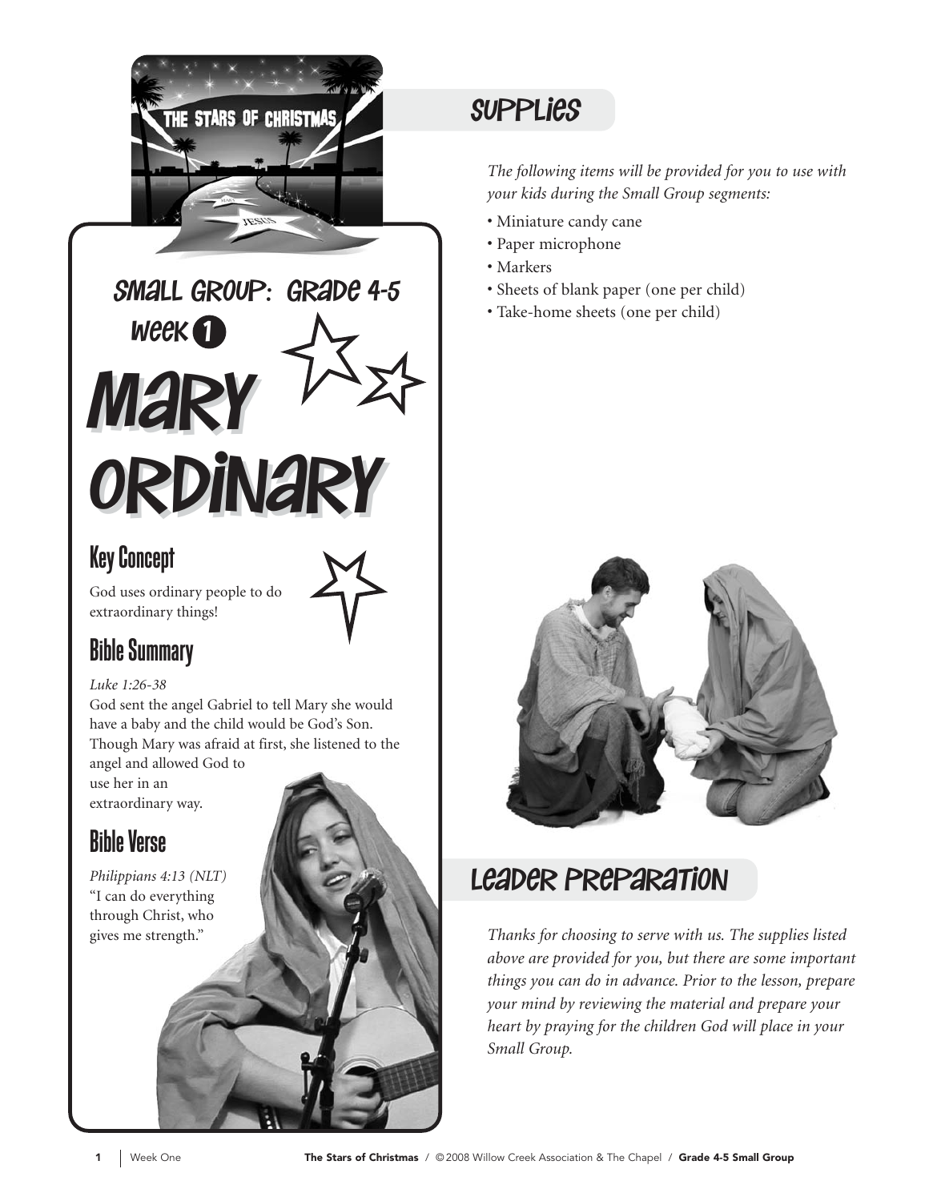# Small Group: Grade 4-5

## Week 1

# Mary Ordinary

## Key Concept

God uses ordinary people to do extraordinary things!

## Bible Summary

*Luke 1:26-38*

God sent the angel Gabriel to tell Mary she would have a baby and the child would be God's Son. Though Mary was afraid at first, she listened to the angel and allowed God to use her in an extraordinary way.

## Bible Verse

*Philippians 4:13 (NLT)*

"I can do everything through Christ, who gives me strength."

## Supplies

*The following items will be provided for you to use with your kids during the Small Group segments:*

- Miniature candy cane
- Paper microphone
- Markers
- Sheets of blank paper (one per child)
- Take-home sheets (one per child)

## Leader Preparation

*Thanks for choosing to serve with us. The supplies listed above are provided for you, but there are some important things you can do in advance. Prior to the lesson, prepare your mind by reviewing the material and prepare your heart by praying for the children God will place in your Small Group.*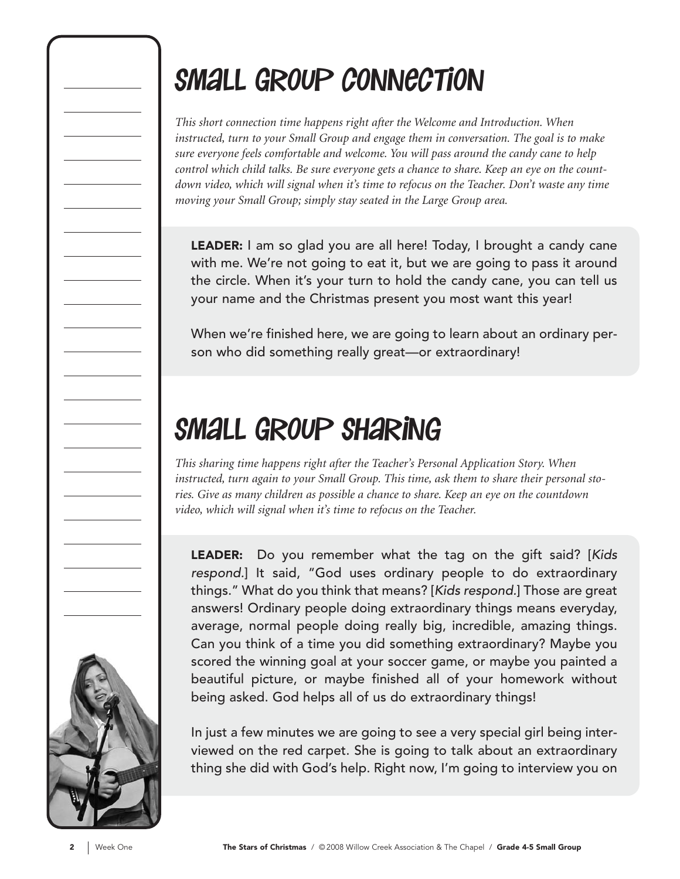# SMALL GROUP CONNECTION

*This short connection time happens right after the Welcome and Introduction. When instructed, turn to your Small Group and engage them in conversation. The goal is to make sure everyone feels comfortable and welcome. You will pass around the candy cane to help control which child talks. Be sure everyone gets a chance to share. Keep an eye on the countdown video, which will signal when it's time to refocus on the Teacher. Don't waste any time moving your Small Group; simply stay seated in the Large Group area.*

**LEADER:** I am so glad you are all here! Today, I brought a candy cane with me. We're not going to eat it, but we are going to pass it around the circle. When it's your turn to hold the candy cane, you can tell us your name and the Christmas present you most want this year!

When we're finished here, we are going to learn about an ordinary person who did something really great—or extraordinary!

# SMALL GROUP SHARING

*This sharing time happens right after the Teacher's Personal Application Story. When instructed, turn again to your Small Group. This time, ask them to share their personal stories. Give as many children as possible a chance to share. Keep an eye on the countdown video, which will signal when it's time to refocus on the Teacher.*

**LEADER:** Do you remember what the tag on the gift said? [*Kids respond.*] It said, "God uses ordinary people to do extraordinary things." What do you think that means? [*Kids respond.*] Those are great answers! Ordinary people doing extraordinary things means everyday, average, normal people doing really big, incredible, amazing things. Can you think of a time you did something extraordinary? Maybe you scored the winning goal at your soccer game, or maybe you painted a beautiful picture, or maybe finished all of your homework without being asked. God helps all of us do extraordinary things!

In just a few minutes we are going to see a very special girl being interviewed on the red carpet. She is going to talk about an extraordinary thing she did with God's help. Right now, I'm going to interview you on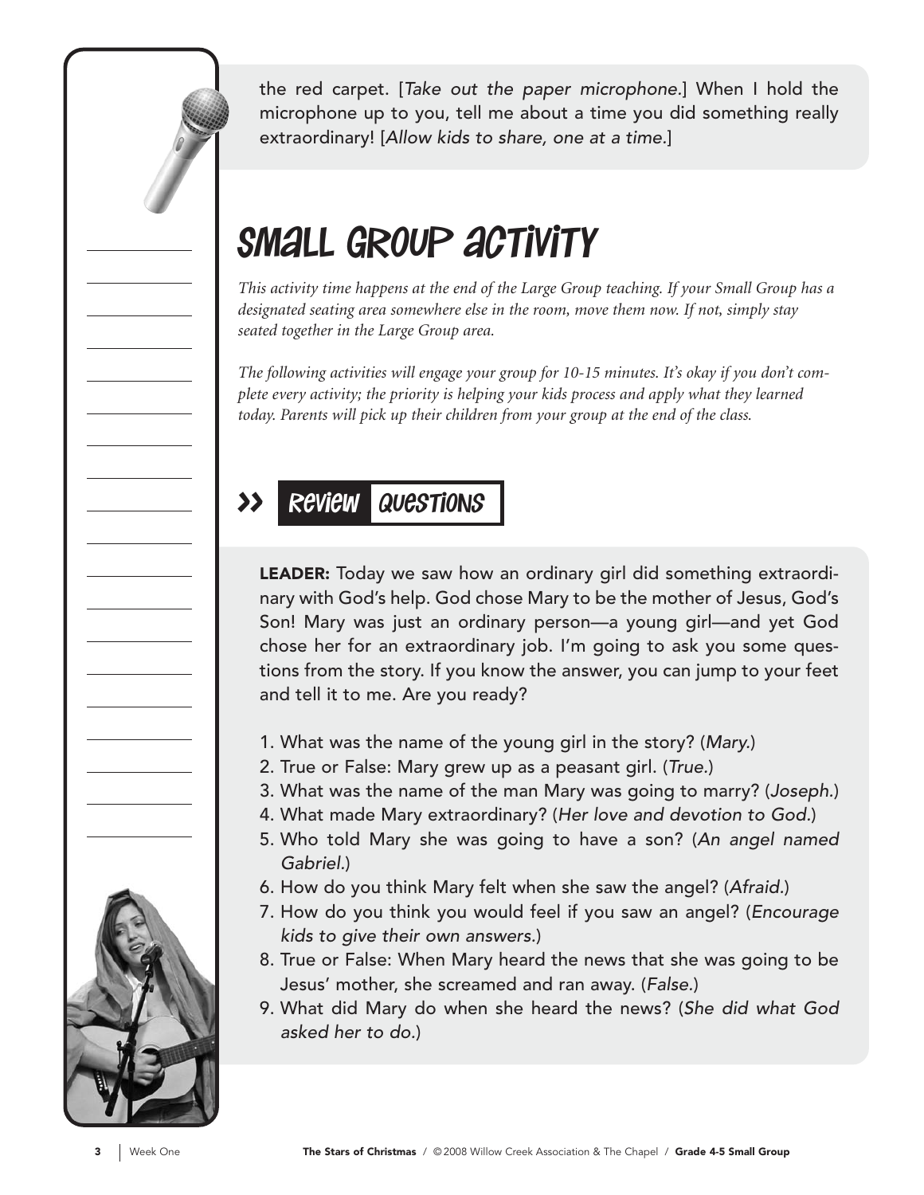the red carpet. [*Take out the paper microphone.*] When I hold the microphone up to you, tell me about a time you did something really extraordinary! [*Allow kids to share, one at a time.*]

# SMALL GROUP ACTIVITY

*This activity time happens at the end of the Large Group teaching. If your Small Group has a designated seating area somewhere else in the room, move them now. If not, simply stay seated together in the Large Group area.*

*The following activities will engage your group for 10-15 minutes. It's okay if you don't complete every activity; the priority is helping your kids process and apply what they learned today. Parents will pick up their children from your group at the end of the class.*

## >> REVIEW QUESTIONS

**LEADER:** Today we saw how an ordinary girl did something extraordinary with God's help. God chose Mary to be the mother of Jesus, God's Son! Mary was just an ordinary person—a young girl—and yet God chose her for an extraordinary job. I'm going to ask you some questions from the story. If you know the answer, you can jump to your feet and tell it to me. Are you ready?

1. What was the name of the young girl in the story? (*Mary.*)
2. True or False: Mary grew up as a peasant girl. (*True.*)
3. What was the name of the man Mary was going to marry? (*Joseph.*)
4. What made Mary extraordinary? (*Her love and devotion to God.*)
5. Who told Mary she was going to have a son? (*An angel named Gabriel.*)
6. How do you think Mary felt when she saw the angel? (*Afraid.*)
7. How do you think you would feel if you saw an angel? (*Encourage kids to give their own answers.*)
8. True or False: When Mary heard the news that she was going to be Jesus' mother, she screamed and ran away. (*False.*)
9. What did Mary do when she heard the news? (*She did what God asked her to do.*)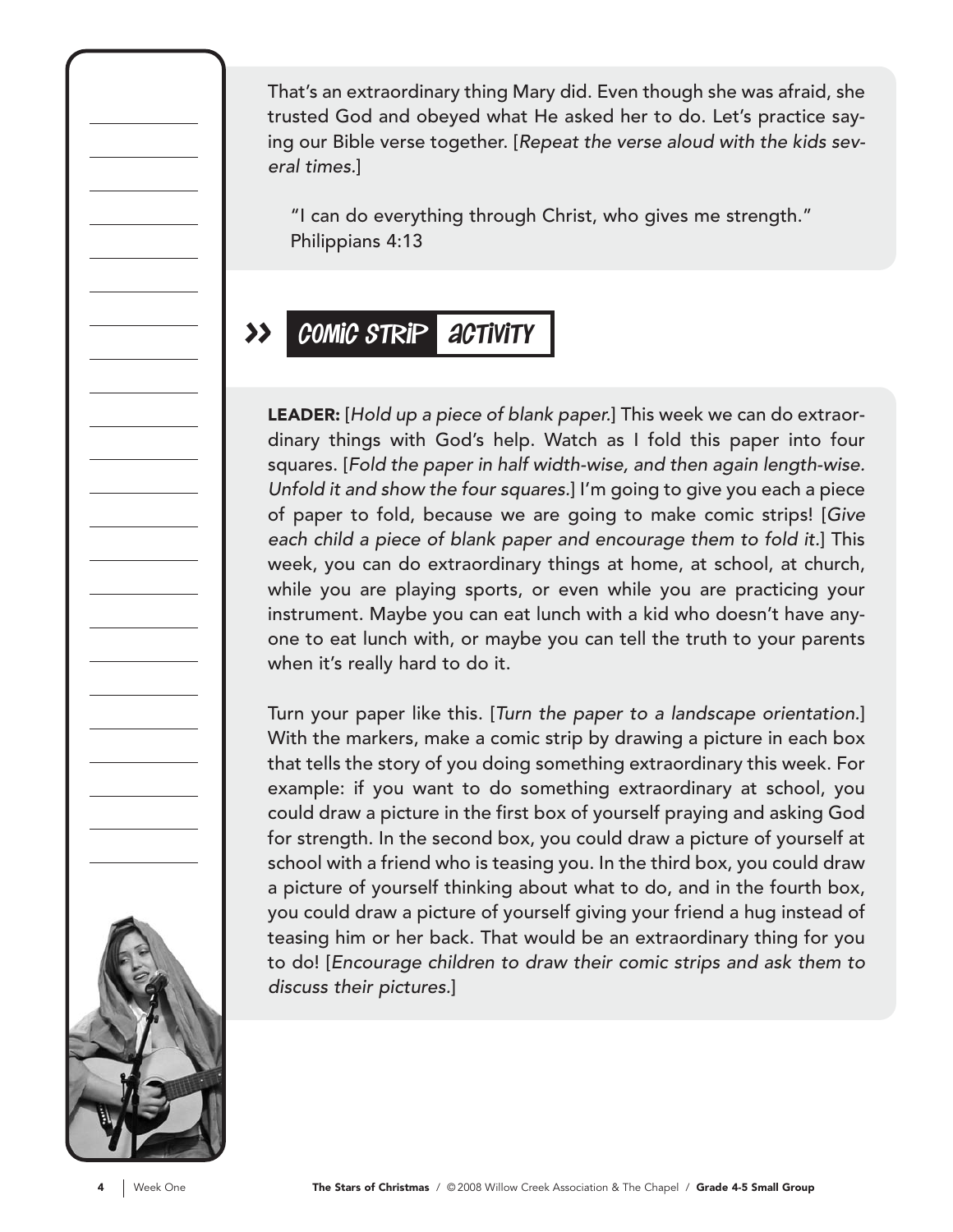That's an extraordinary thing Mary did. Even though she was afraid, she trusted God and obeyed what He asked her to do. Let's practice saying our Bible verse together. [*Repeat the verse aloud with the kids several times.*]

> "I can do everything through Christ, who gives me strength." Philippians 4:13

## » COMIC STRIP ACTIVITY

**LEADER:** [*Hold up a piece of blank paper.*] This week we can do extraordinary things with God's help. Watch as I fold this paper into four squares. [*Fold the paper in half width-wise, and then again length-wise. Unfold it and show the four squares.*] I'm going to give you each a piece of paper to fold, because we are going to make comic strips! [*Give each child a piece of blank paper and encourage them to fold it.*] This week, you can do extraordinary things at home, at school, at church, while you are playing sports, or even while you are practicing your instrument. Maybe you can eat lunch with a kid who doesn't have anyone to eat lunch with, or maybe you can tell the truth to your parents when it's really hard to do it.

Turn your paper like this. [*Turn the paper to a landscape orientation.*] With the markers, make a comic strip by drawing a picture in each box that tells the story of you doing something extraordinary this week. For example: if you want to do something extraordinary at school, you could draw a picture in the first box of yourself praying and asking God for strength. In the second box, you could draw a picture of yourself at school with a friend who is teasing you. In the third box, you could draw a picture of yourself thinking about what to do, and in the fourth box, you could draw a picture of yourself giving your friend a hug instead of teasing him or her back. That would be an extraordinary thing for you to do! [*Encourage children to draw their comic strips and ask them to discuss their pictures.*]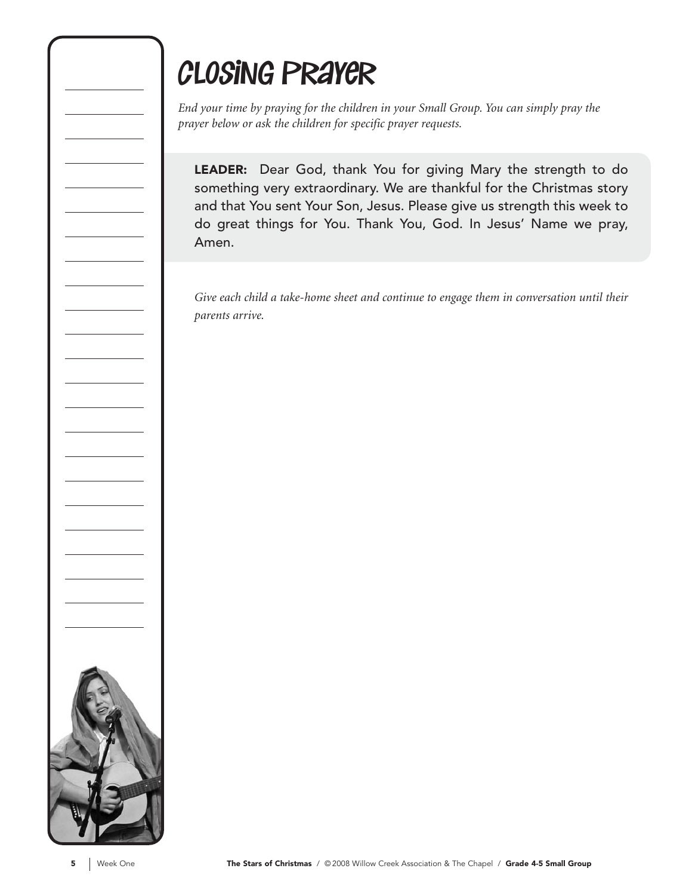# Closing Prayer

*End your time by praying for the children in your Small Group. You can simply pray the prayer below or ask the children for specific prayer requests.*

**LEADER:** Dear God, thank You for giving Mary the strength to do something very extraordinary. We are thankful for the Christmas story and that You sent Your Son, Jesus. Please give us strength this week to do great things for You. Thank You, God. In Jesus' Name we pray, Amen.

*Give each child a take-home sheet and continue to engage them in conversation until their parents arrive.*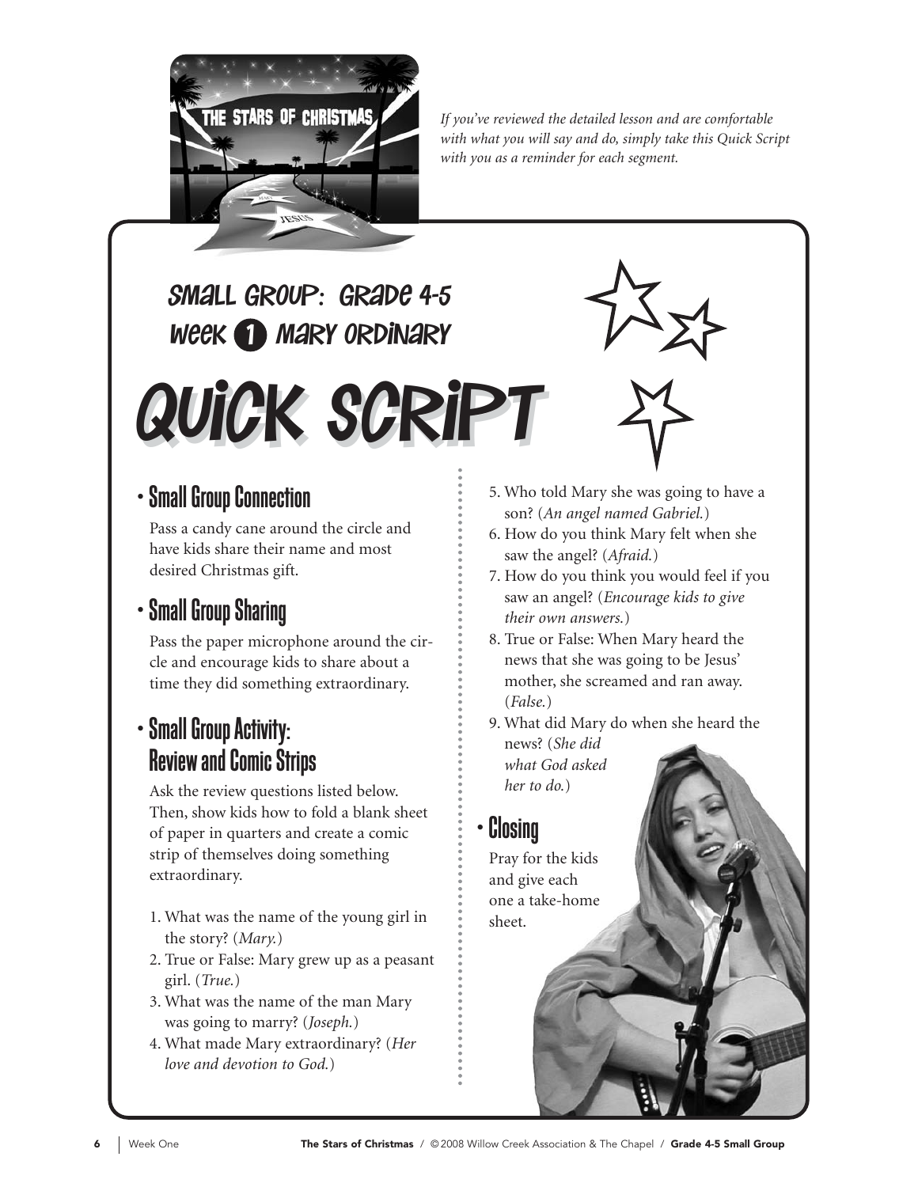*If you've reviewed the detailed lesson and are comfortable with what you will say and do, simply take this Quick Script with you as a reminder for each segment.*

## Small Group: Grade 4-5
## Week 1 Mary Ordinary

# QUICK SCRIPT

### • Small Group Connection

Pass a candy cane around the circle and have kids share their name and most desired Christmas gift.

### • Small Group Sharing

Pass the paper microphone around the circle and encourage kids to share about a time they did something extraordinary.

### • Small Group Activity: Review and Comic Strips

Ask the review questions listed below. Then, show kids how to fold a blank sheet of paper in quarters and create a comic strip of themselves doing something extraordinary.

1. What was the name of the young girl in the story? (*Mary.*)
2. True or False: Mary grew up as a peasant girl. (*True.*)
3. What was the name of the man Mary was going to marry? (*Joseph.*)
4. What made Mary extraordinary? (*Her love and devotion to God.*)
5. Who told Mary she was going to have a son? (*An angel named Gabriel.*)
6. How do you think Mary felt when she saw the angel? (*Afraid.*)
7. How do you think you would feel if you saw an angel? (*Encourage kids to give their own answers.*)
8. True or False: When Mary heard the news that she was going to be Jesus' mother, she screamed and ran away. (*False.*)
9. What did Mary do when she heard the news? (*She did what God asked her to do.*)

### • Closing

Pray for the kids and give each one a take-home sheet.